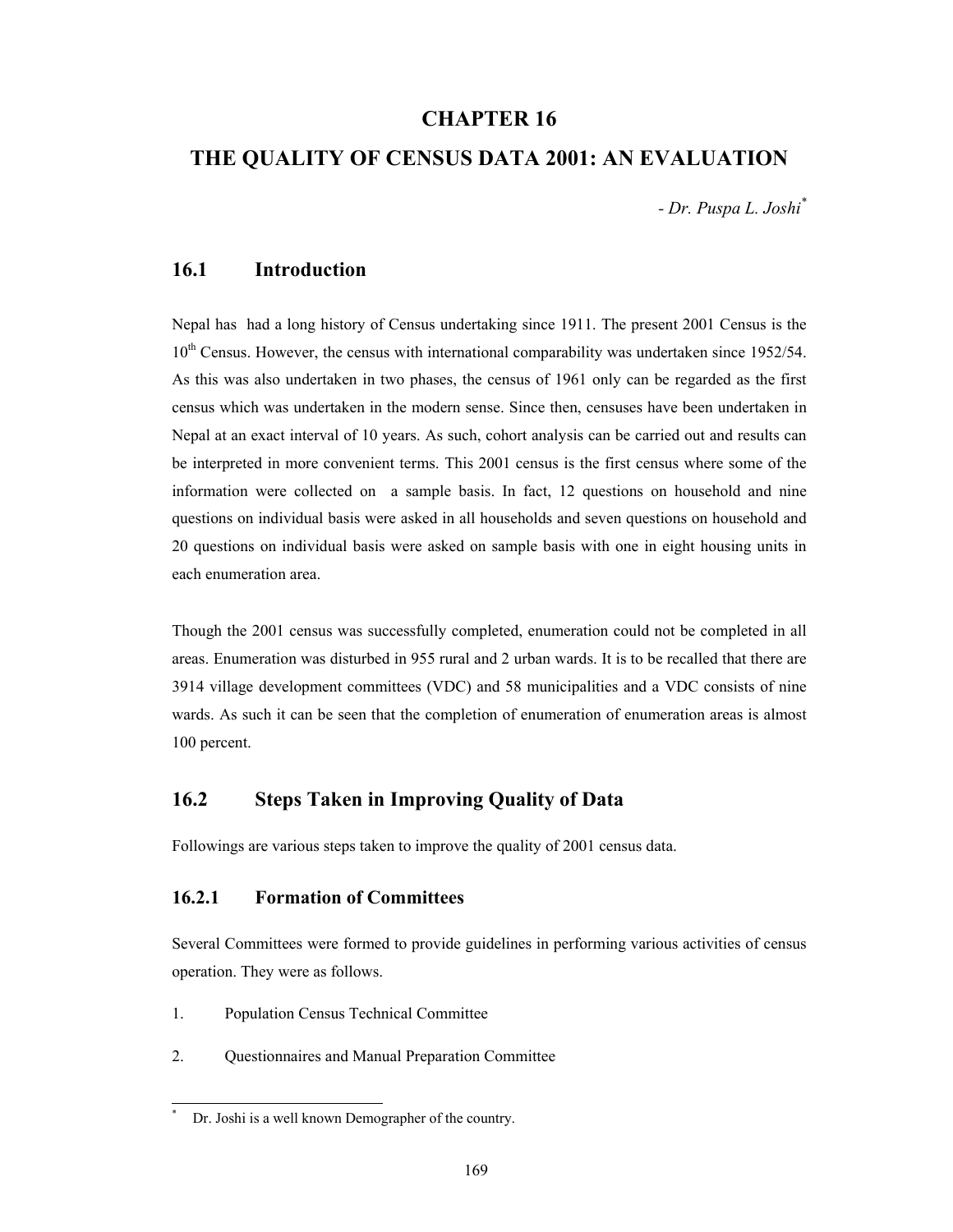# CHAPTER 16

# THE QUALITY OF CENSUS DATA 2001: AN EVALUATION

*- Dr. Puspa L. Joshi*[*]

## 16.1 Introduction

Nepal has had a long history of Census undertaking since 1911. The present 2001 Census is the 10th Census. However, the census with international comparability was undertaken since 1952/54. As this was also undertaken in two phases, the census of 1961 only can be regarded as the first census which was undertaken in the modern sense. Since then, censuses have been undertaken in Nepal at an exact interval of 10 years. As such, cohort analysis can be carried out and results can be interpreted in more convenient terms. This 2001 census is the first census where some of the information were collected on a sample basis. In fact, 12 questions on household and nine questions on individual basis were asked in all households and seven questions on household and 20 questions on individual basis were asked on sample basis with one in eight housing units in each enumeration area.

Though the 2001 census was successfully completed, enumeration could not be completed in all areas. Enumeration was disturbed in 955 rural and 2 urban wards. It is to be recalled that there are 3914 village development committees (VDC) and 58 municipalities and a VDC consists of nine wards. As such it can be seen that the completion of enumeration of enumeration areas is almost 100 percent.

## 16.2 Steps Taken in Improving Quality of Data

Followings are various steps taken to improve the quality of 2001 census data.

### 16.2.1 Formation of Committees

Several Committees were formed to provide guidelines in performing various activities of census operation. They were as follows.

1. Population Census Technical Committee
2. Questionnaires and Manual Preparation Committee

[*] Dr. Joshi is a well known Demographer of the country.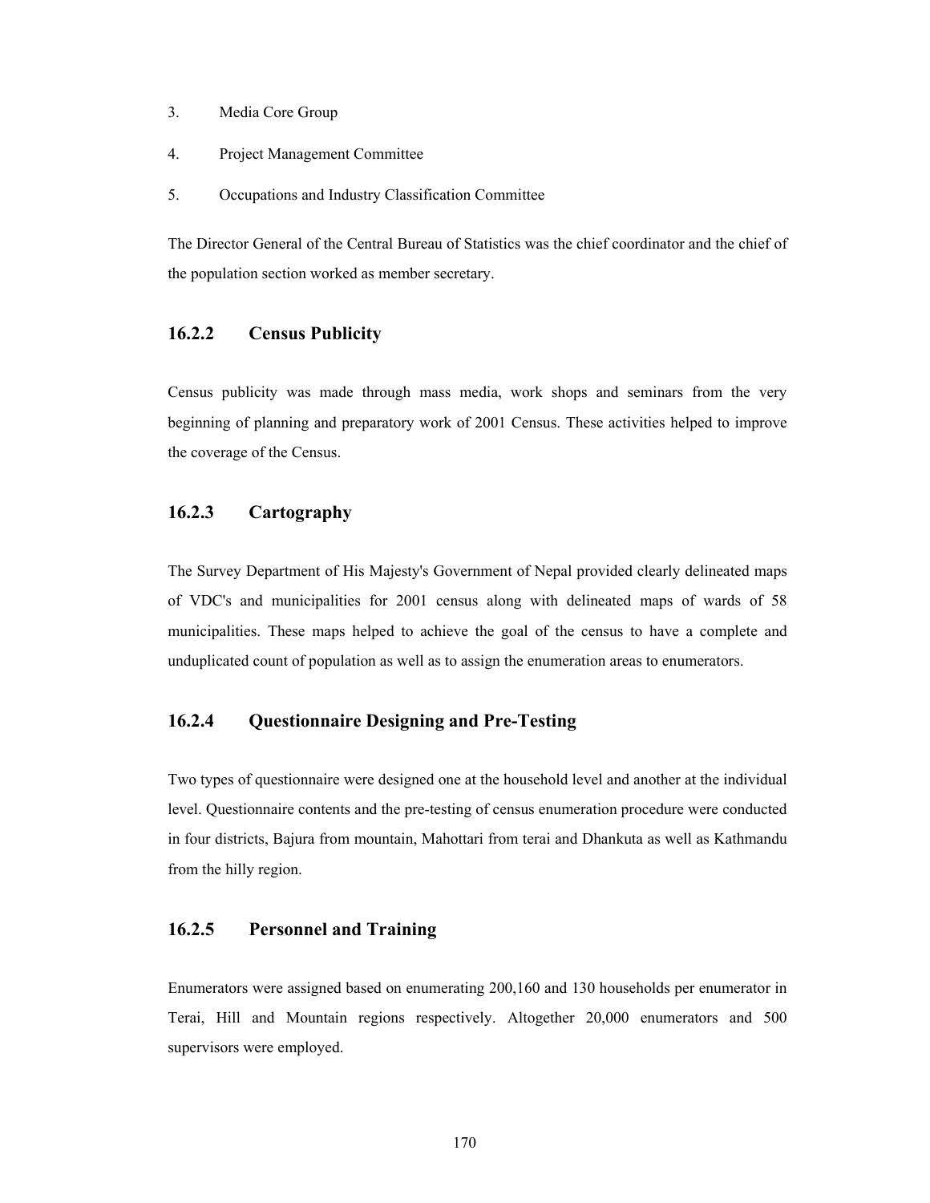3. Media Core Group
4. Project Management Committee
5. Occupations and Industry Classification Committee

The Director General of the Central Bureau of Statistics was the chief coordinator and the chief of the population section worked as member secretary.

### 16.2.2 Census Publicity

Census publicity was made through mass media, work shops and seminars from the very beginning of planning and preparatory work of 2001 Census. These activities helped to improve the coverage of the Census.

### 16.2.3 Cartography

The Survey Department of His Majesty's Government of Nepal provided clearly delineated maps of VDC's and municipalities for 2001 census along with delineated maps of wards of 58 municipalities. These maps helped to achieve the goal of the census to have a complete and unduplicated count of population as well as to assign the enumeration areas to enumerators.

### 16.2.4 Questionnaire Designing and Pre-Testing

Two types of questionnaire were designed one at the household level and another at the individual level. Questionnaire contents and the pre-testing of census enumeration procedure were conducted in four districts, Bajura from mountain, Mahottari from terai and Dhankuta as well as Kathmandu from the hilly region.

### 16.2.5 Personnel and Training

Enumerators were assigned based on enumerating 200,160 and 130 households per enumerator in Terai, Hill and Mountain regions respectively. Altogether 20,000 enumerators and 500 supervisors were employed.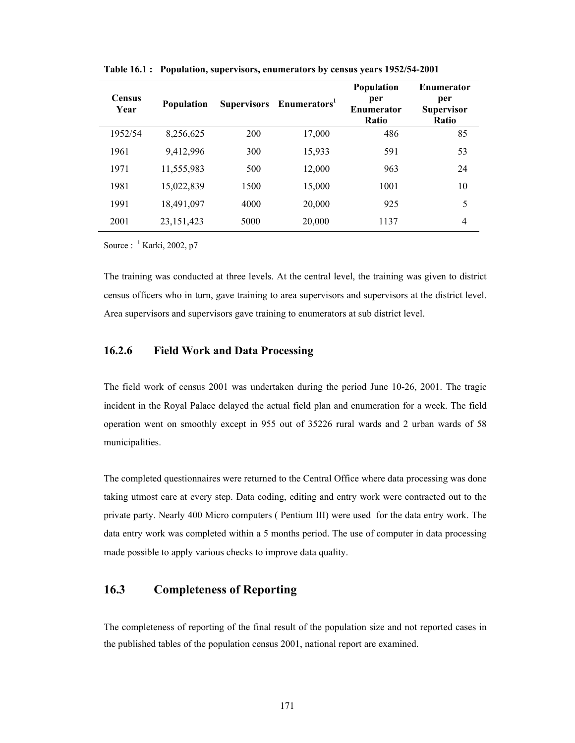**Table 16.1 : Population, supervisors, enumerators by census years 1952/54-2001**

| Census Year | Population | Supervisors | Enumerators[1] | Population per Enumerator Ratio | Enumerator per Supervisor Ratio |
|---|---|---|---|---|---|
| 1952/54 | 8,256,625 | 200 | 17,000 | 486 | 85 |
| 1961 | 9,412,996 | 300 | 15,933 | 591 | 53 |
| 1971 | 11,555,983 | 500 | 12,000 | 963 | 24 |
| 1981 | 15,022,839 | 1500 | 15,000 | 1001 | 10 |
| 1991 | 18,491,097 | 4000 | 20,000 | 925 | 5 |
| 2001 | 23,151,423 | 5000 | 20,000 | 1137 | 4 |

Source : [1] Karki, 2002, p7

The training was conducted at three levels. At the central level, the training was given to district census officers who in turn, gave training to area supervisors and supervisors at the district level. Area supervisors and supervisors gave training to enumerators at sub district level.

### 16.2.6 Field Work and Data Processing

The field work of census 2001 was undertaken during the period June 10-26, 2001. The tragic incident in the Royal Palace delayed the actual field plan and enumeration for a week. The field operation went on smoothly except in 955 out of 35226 rural wards and 2 urban wards of 58 municipalities.

The completed questionnaires were returned to the Central Office where data processing was done taking utmost care at every step. Data coding, editing and entry work were contracted out to the private party. Nearly 400 Micro computers ( Pentium III) were used for the data entry work. The data entry work was completed within a 5 months period. The use of computer in data processing made possible to apply various checks to improve data quality.

## 16.3 Completeness of Reporting

The completeness of reporting of the final result of the population size and not reported cases in the published tables of the population census 2001, national report are examined.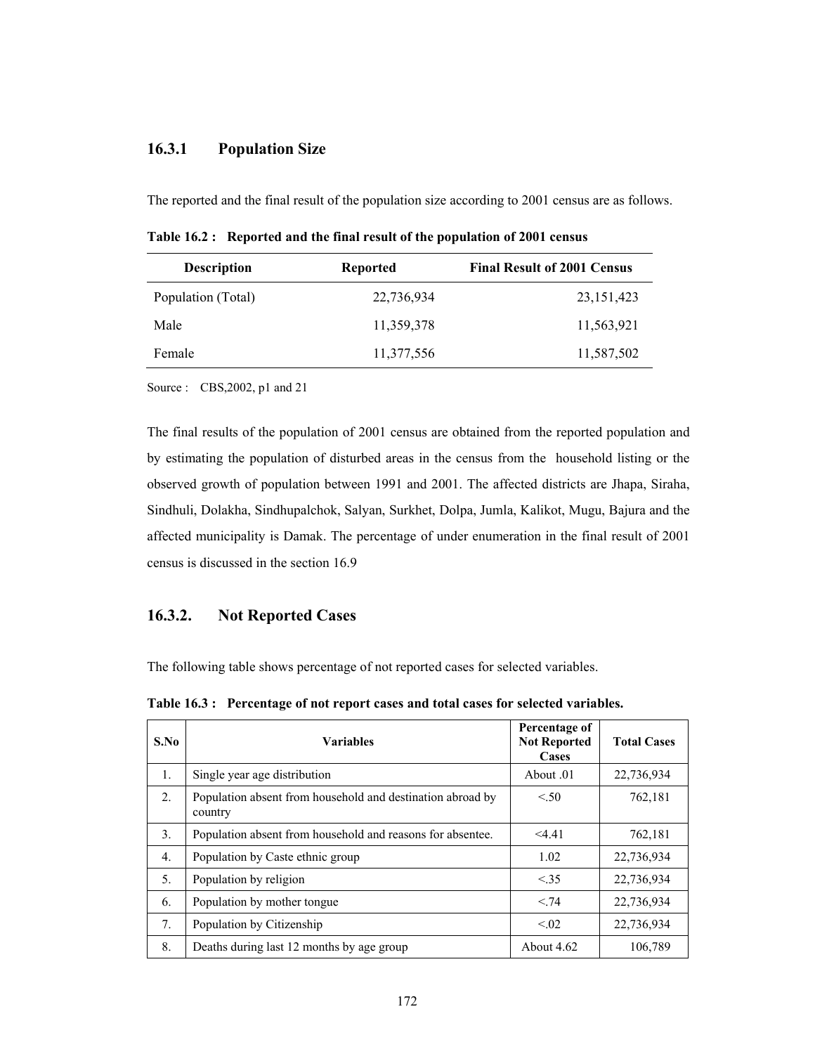### 16.3.1 Population Size

The reported and the final result of the population size according to 2001 census are as follows.

**Table 16.2 : Reported and the final result of the population of 2001 census**

| Description | Reported | Final Result of 2001 Census |
|---|---|---|
| Population (Total) | 22,736,934 | 23,151,423 |
| Male | 11,359,378 | 11,563,921 |
| Female | 11,377,556 | 11,587,502 |

Source : CBS,2002, p1 and 21

The final results of the population of 2001 census are obtained from the reported population and by estimating the population of disturbed areas in the census from the household listing or the observed growth of population between 1991 and 2001. The affected districts are Jhapa, Siraha, Sindhuli, Dolakha, Sindhupalchok, Salyan, Surkhet, Dolpa, Jumla, Kalikot, Mugu, Bajura and the affected municipality is Damak. The percentage of under enumeration in the final result of 2001 census is discussed in the section 16.9

### 16.3.2. Not Reported Cases

The following table shows percentage of not reported cases for selected variables.

**Table 16.3 : Percentage of not report cases and total cases for selected variables.**

| S.No | Variables | Percentage of Not Reported Cases | Total Cases |
|---|---|---|---|
| 1. | Single year age distribution | About .01 | 22,736,934 |
| 2. | Population absent from household and destination abroad by country | <.50 | 762,181 |
| 3. | Population absent from household and reasons for absentee. | <4.41 | 762,181 |
| 4. | Population by Caste ethnic group | 1.02 | 22,736,934 |
| 5. | Population by religion | <.35 | 22,736,934 |
| 6. | Population by mother tongue | <.74 | 22,736,934 |
| 7. | Population by Citizenship | <.02 | 22,736,934 |
| 8. | Deaths during last 12 months by age group | About 4.62 | 106,789 |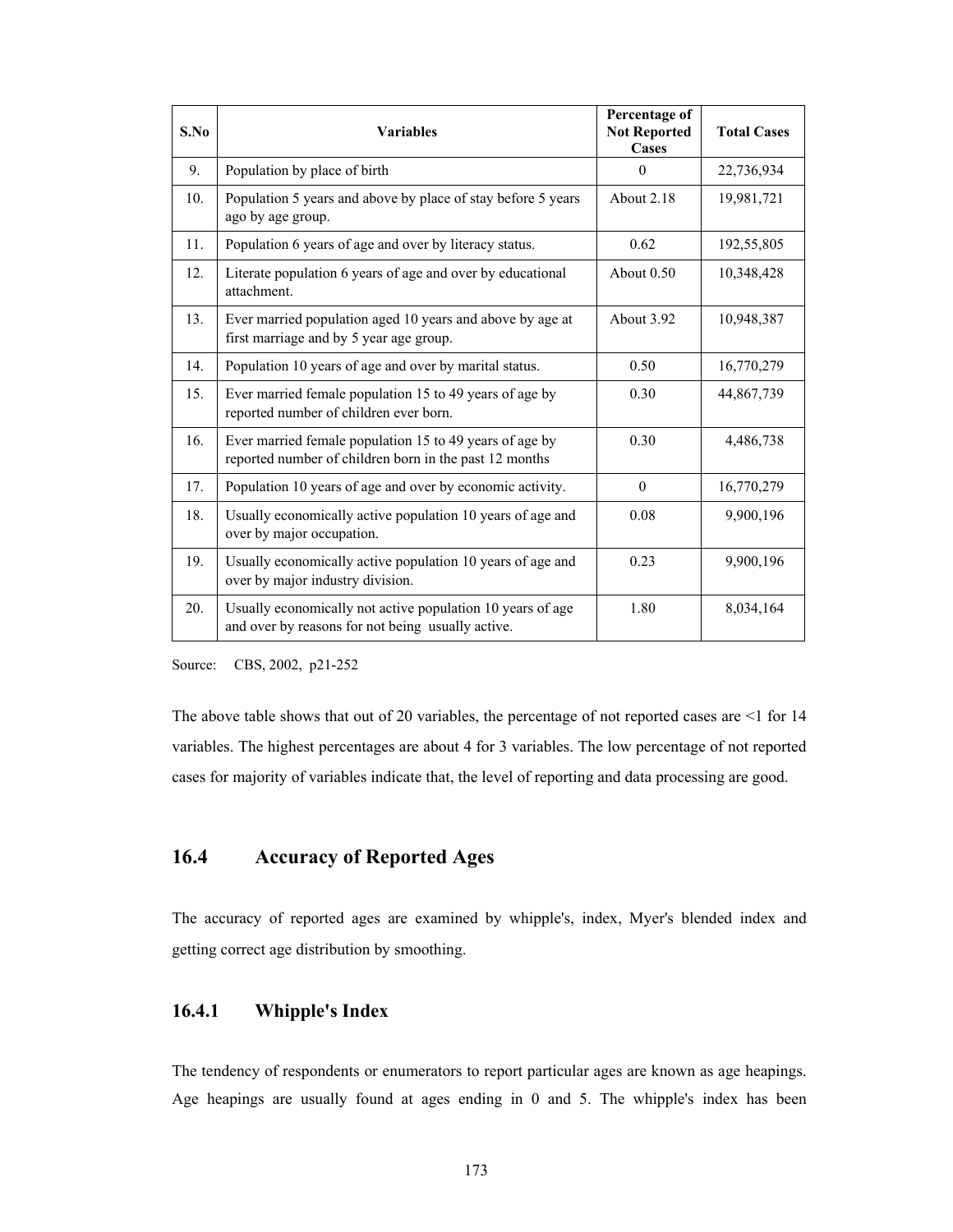| S.No | Variables | Percentage of Not Reported Cases | Total Cases |
|---|---|---|---|
| 9. | Population by place of birth | 0 | 22,736,934 |
| 10. | Population 5 years and above by place of stay before 5 years ago by age group. | About 2.18 | 19,981,721 |
| 11. | Population 6 years of age and over by literacy status. | 0.62 | 192,55,805 |
| 12. | Literate population 6 years of age and over by educational attachment. | About 0.50 | 10,348,428 |
| 13. | Ever married population aged 10 years and above by age at first marriage and by 5 year age group. | About 3.92 | 10,948,387 |
| 14. | Population 10 years of age and over by marital status. | 0.50 | 16,770,279 |
| 15. | Ever married female population 15 to 49 years of age by reported number of children ever born. | 0.30 | 44,867,739 |
| 16. | Ever married female population 15 to 49 years of age by reported number of children born in the past 12 months | 0.30 | 4,486,738 |
| 17. | Population 10 years of age and over by economic activity. | 0 | 16,770,279 |
| 18. | Usually economically active population 10 years of age and over by major occupation. | 0.08 | 9,900,196 |
| 19. | Usually economically active population 10 years of age and over by major industry division. | 0.23 | 9,900,196 |
| 20. | Usually economically not active population 10 years of age and over by reasons for not being usually active. | 1.80 | 8,034,164 |

Source: CBS, 2002, p21-252

The above table shows that out of 20 variables, the percentage of not reported cases are <1 for 14 variables. The highest percentages are about 4 for 3 variables. The low percentage of not reported cases for majority of variables indicate that, the level of reporting and data processing are good.

## 16.4 Accuracy of Reported Ages

The accuracy of reported ages are examined by whipple's, index, Myer's blended index and getting correct age distribution by smoothing.

### 16.4.1 Whipple's Index

The tendency of respondents or enumerators to report particular ages are known as age heapings. Age heapings are usually found at ages ending in 0 and 5. The whipple's index has been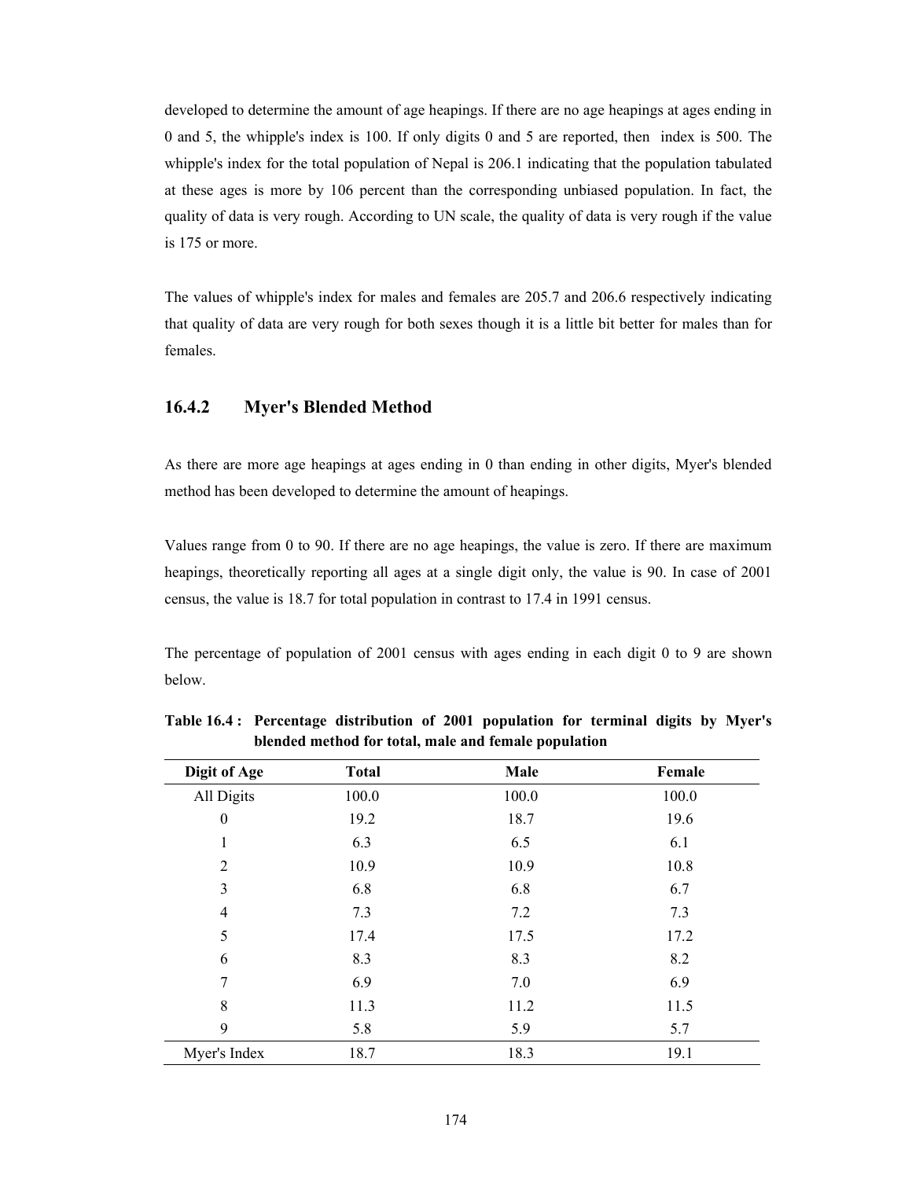developed to determine the amount of age heapings. If there are no age heapings at ages ending in 0 and 5, the whipple's index is 100. If only digits 0 and 5 are reported, then index is 500. The whipple's index for the total population of Nepal is 206.1 indicating that the population tabulated at these ages is more by 106 percent than the corresponding unbiased population. In fact, the quality of data is very rough. According to UN scale, the quality of data is very rough if the value is 175 or more.

The values of whipple's index for males and females are 205.7 and 206.6 respectively indicating that quality of data are very rough for both sexes though it is a little bit better for males than for females.

### 16.4.2 Myer's Blended Method

As there are more age heapings at ages ending in 0 than ending in other digits, Myer's blended method has been developed to determine the amount of heapings.

Values range from 0 to 90. If there are no age heapings, the value is zero. If there are maximum heapings, theoretically reporting all ages at a single digit only, the value is 90. In case of 2001 census, the value is 18.7 for total population in contrast to 17.4 in 1991 census.

The percentage of population of 2001 census with ages ending in each digit 0 to 9 are shown below.

**Table 16.4 : Percentage distribution of 2001 population for terminal digits by Myer's blended method for total, male and female population**

| Digit of Age | Total | Male | Female |
|---|---|---|---|
| All Digits | 100.0 | 100.0 | 100.0 |
| 0 | 19.2 | 18.7 | 19.6 |
| 1 | 6.3 | 6.5 | 6.1 |
| 2 | 10.9 | 10.9 | 10.8 |
| 3 | 6.8 | 6.8 | 6.7 |
| 4 | 7.3 | 7.2 | 7.3 |
| 5 | 17.4 | 17.5 | 17.2 |
| 6 | 8.3 | 8.3 | 8.2 |
| 7 | 6.9 | 7.0 | 6.9 |
| 8 | 11.3 | 11.2 | 11.5 |
| 9 | 5.8 | 5.9 | 5.7 |
| Myer's Index | 18.7 | 18.3 | 19.1 |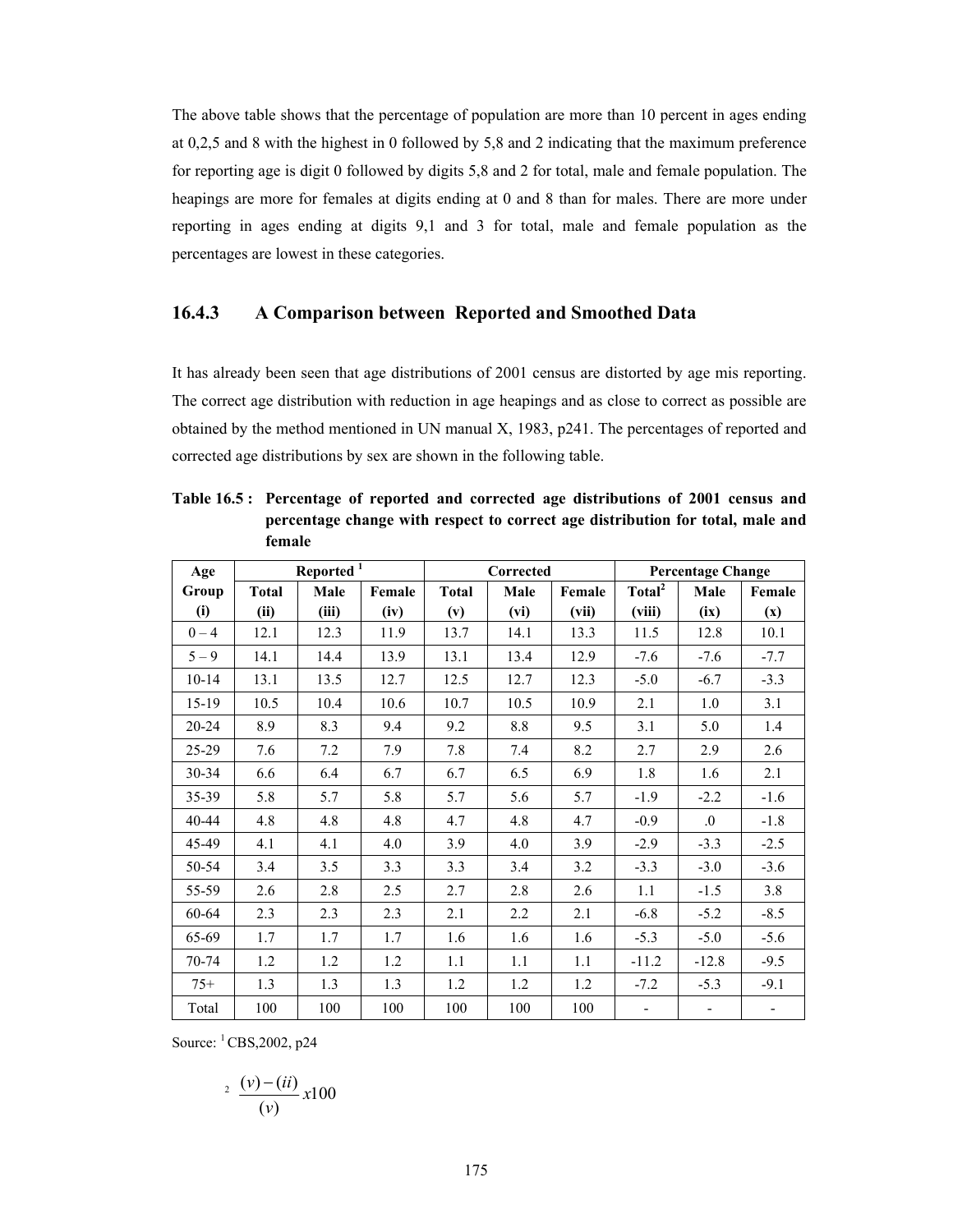The above table shows that the percentage of population are more than 10 percent in ages ending at 0,2,5 and 8 with the highest in 0 followed by 5,8 and 2 indicating that the maximum preference for reporting age is digit 0 followed by digits 5,8 and 2 for total, male and female population. The heapings are more for females at digits ending at 0 and 8 than for males. There are more under reporting in ages ending at digits 9,1 and 3 for total, male and female population as the percentages are lowest in these categories.

### 16.4.3 A Comparison between Reported and Smoothed Data

It has already been seen that age distributions of 2001 census are distorted by age mis reporting. The correct age distribution with reduction in age heapings and as close to correct as possible are obtained by the method mentioned in UN manual X, 1983, p241. The percentages of reported and corrected age distributions by sex are shown in the following table.

**Table 16.5 : Percentage of reported and corrected age distributions of 2001 census and percentage change with respect to correct age distribution for total, male and female**

| Age Group | Reported [1] | | | Corrected | | | Percentage Change | | |
|---|---|---|---|---|---|---|---|---|---|
| (i) | Total (ii) | Male (iii) | Female (iv) | Total (v) | Male (vi) | Female (vii) | Total[2] (viii) | Male (ix) | Female (x) |
| 0 – 4 | 12.1 | 12.3 | 11.9 | 13.7 | 14.1 | 13.3 | 11.5 | 12.8 | 10.1 |
| 5 – 9 | 14.1 | 14.4 | 13.9 | 13.1 | 13.4 | 12.9 | -7.6 | -7.6 | -7.7 |
| 10-14 | 13.1 | 13.5 | 12.7 | 12.5 | 12.7 | 12.3 | -5.0 | -6.7 | -3.3 |
| 15-19 | 10.5 | 10.4 | 10.6 | 10.7 | 10.5 | 10.9 | 2.1 | 1.0 | 3.1 |
| 20-24 | 8.9 | 8.3 | 9.4 | 9.2 | 8.8 | 9.5 | 3.1 | 5.0 | 1.4 |
| 25-29 | 7.6 | 7.2 | 7.9 | 7.8 | 7.4 | 8.2 | 2.7 | 2.9 | 2.6 |
| 30-34 | 6.6 | 6.4 | 6.7 | 6.7 | 6.5 | 6.9 | 1.8 | 1.6 | 2.1 |
| 35-39 | 5.8 | 5.7 | 5.8 | 5.7 | 5.6 | 5.7 | -1.9 | -2.2 | -1.6 |
| 40-44 | 4.8 | 4.8 | 4.8 | 4.7 | 4.8 | 4.7 | -0.9 | .0 | -1.8 |
| 45-49 | 4.1 | 4.1 | 4.0 | 3.9 | 4.0 | 3.9 | -2.9 | -3.3 | -2.5 |
| 50-54 | 3.4 | 3.5 | 3.3 | 3.3 | 3.4 | 3.2 | -3.3 | -3.0 | -3.6 |
| 55-59 | 2.6 | 2.8 | 2.5 | 2.7 | 2.8 | 2.6 | 1.1 | -1.5 | 3.8 |
| 60-64 | 2.3 | 2.3 | 2.3 | 2.1 | 2.2 | 2.1 | -6.8 | -5.2 | -8.5 |
| 65-69 | 1.7 | 1.7 | 1.7 | 1.6 | 1.6 | 1.6 | -5.3 | -5.0 | -5.6 |
| 70-74 | 1.2 | 1.2 | 1.2 | 1.1 | 1.1 | 1.1 | -11.2 | -12.8 | -9.5 |
| 75+ | 1.3 | 1.3 | 1.3 | 1.2 | 1.2 | 1.2 | -7.2 | -5.3 | -9.1 |
| Total | 100 | 100 | 100 | 100 | 100 | 100 | - | - | - |

Source: [1] CBS,2002, p24

[2] $\frac{(v)-(ii)}{(v)} x100$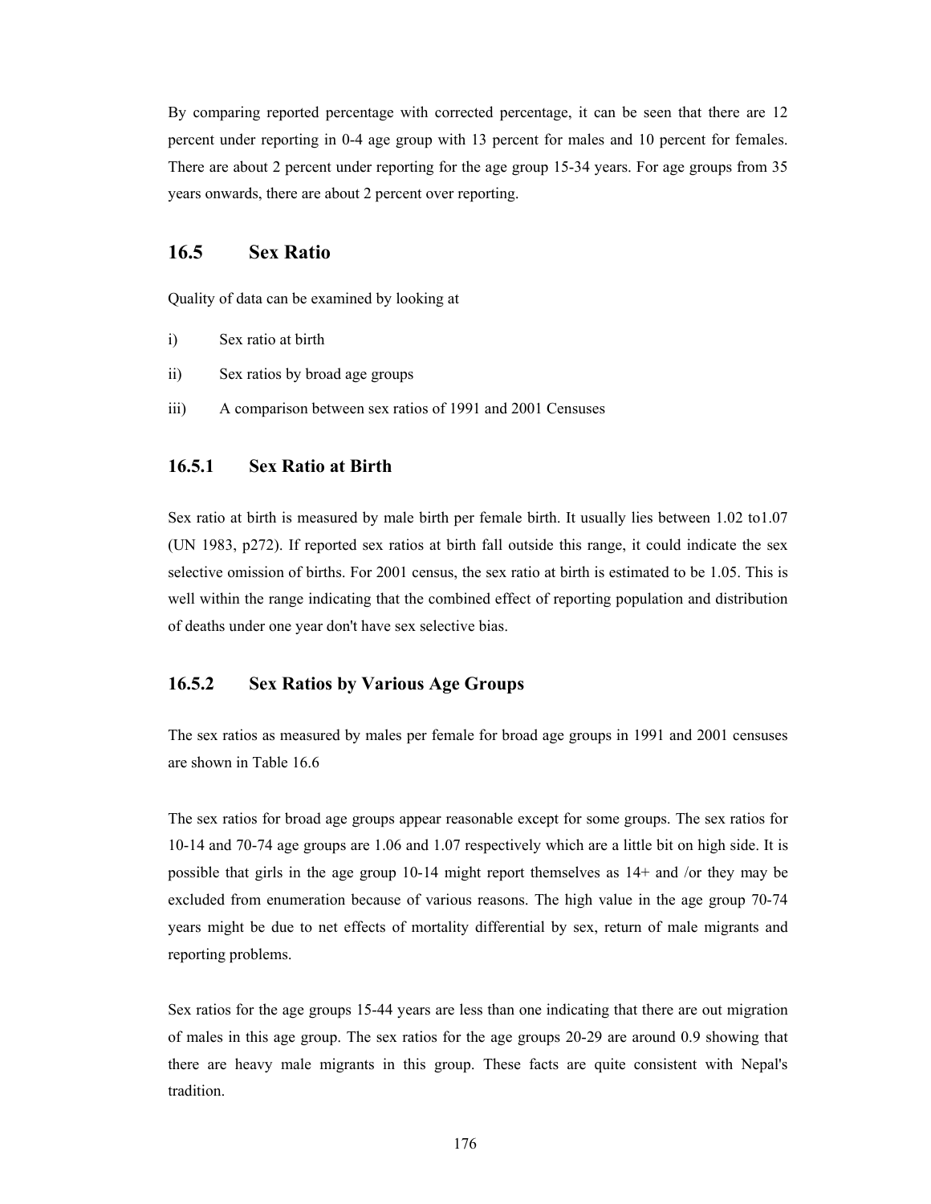By comparing reported percentage with corrected percentage, it can be seen that there are 12 percent under reporting in 0-4 age group with 13 percent for males and 10 percent for females. There are about 2 percent under reporting for the age group 15-34 years. For age groups from 35 years onwards, there are about 2 percent over reporting.

## 16.5 Sex Ratio

Quality of data can be examined by looking at

i) Sex ratio at birth

ii) Sex ratios by broad age groups

iii) A comparison between sex ratios of 1991 and 2001 Censuses

### 16.5.1 Sex Ratio at Birth

Sex ratio at birth is measured by male birth per female birth. It usually lies between 1.02 to1.07 (UN 1983, p272). If reported sex ratios at birth fall outside this range, it could indicate the sex selective omission of births. For 2001 census, the sex ratio at birth is estimated to be 1.05. This is well within the range indicating that the combined effect of reporting population and distribution of deaths under one year don't have sex selective bias.

### 16.5.2 Sex Ratios by Various Age Groups

The sex ratios as measured by males per female for broad age groups in 1991 and 2001 censuses are shown in Table 16.6

The sex ratios for broad age groups appear reasonable except for some groups. The sex ratios for 10-14 and 70-74 age groups are 1.06 and 1.07 respectively which are a little bit on high side. It is possible that girls in the age group 10-14 might report themselves as 14+ and /or they may be excluded from enumeration because of various reasons. The high value in the age group 70-74 years might be due to net effects of mortality differential by sex, return of male migrants and reporting problems.

Sex ratios for the age groups 15-44 years are less than one indicating that there are out migration of males in this age group. The sex ratios for the age groups 20-29 are around 0.9 showing that there are heavy male migrants in this group. These facts are quite consistent with Nepal's tradition.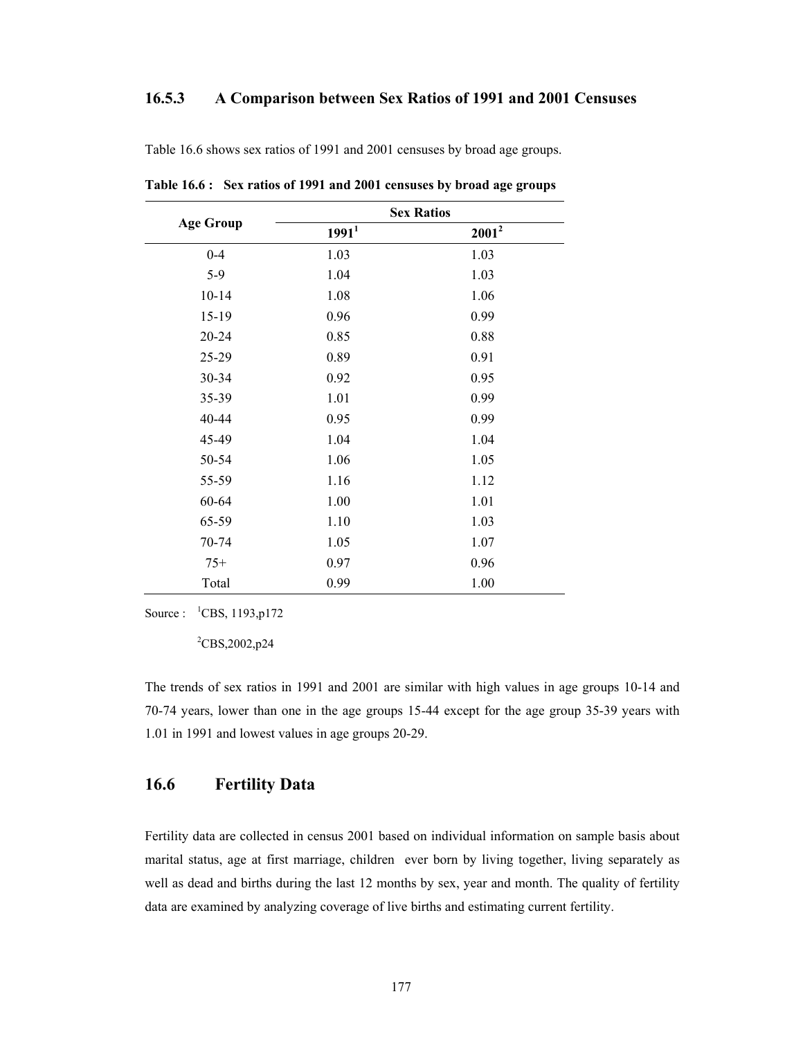### 16.5.3 A Comparison between Sex Ratios of 1991 and 2001 Censuses

Table 16.6 shows sex ratios of 1991 and 2001 censuses by broad age groups.

**Table 16.6 : Sex ratios of 1991 and 2001 censuses by broad age groups**

| Age Group | Sex Ratios | |
|---|---|---|
| | 1991[1] | 2001[2] |
| 0-4 | 1.03 | 1.03 |
| 5-9 | 1.04 | 1.03 |
| 10-14 | 1.08 | 1.06 |
| 15-19 | 0.96 | 0.99 |
| 20-24 | 0.85 | 0.88 |
| 25-29 | 0.89 | 0.91 |
| 30-34 | 0.92 | 0.95 |
| 35-39 | 1.01 | 0.99 |
| 40-44 | 0.95 | 0.99 |
| 45-49 | 1.04 | 1.04 |
| 50-54 | 1.06 | 1.05 |
| 55-59 | 1.16 | 1.12 |
| 60-64 | 1.00 | 1.01 |
| 65-59 | 1.10 | 1.03 |
| 70-74 | 1.05 | 1.07 |
| 75+ | 0.97 | 0.96 |
| Total | 0.99 | 1.00 |

Source : [1]CBS, 1193,p172

[2]CBS,2002,p24

The trends of sex ratios in 1991 and 2001 are similar with high values in age groups 10-14 and 70-74 years, lower than one in the age groups 15-44 except for the age group 35-39 years with 1.01 in 1991 and lowest values in age groups 20-29.

## 16.6 Fertility Data

Fertility data are collected in census 2001 based on individual information on sample basis about marital status, age at first marriage, children ever born by living together, living separately as well as dead and births during the last 12 months by sex, year and month. The quality of fertility data are examined by analyzing coverage of live births and estimating current fertility.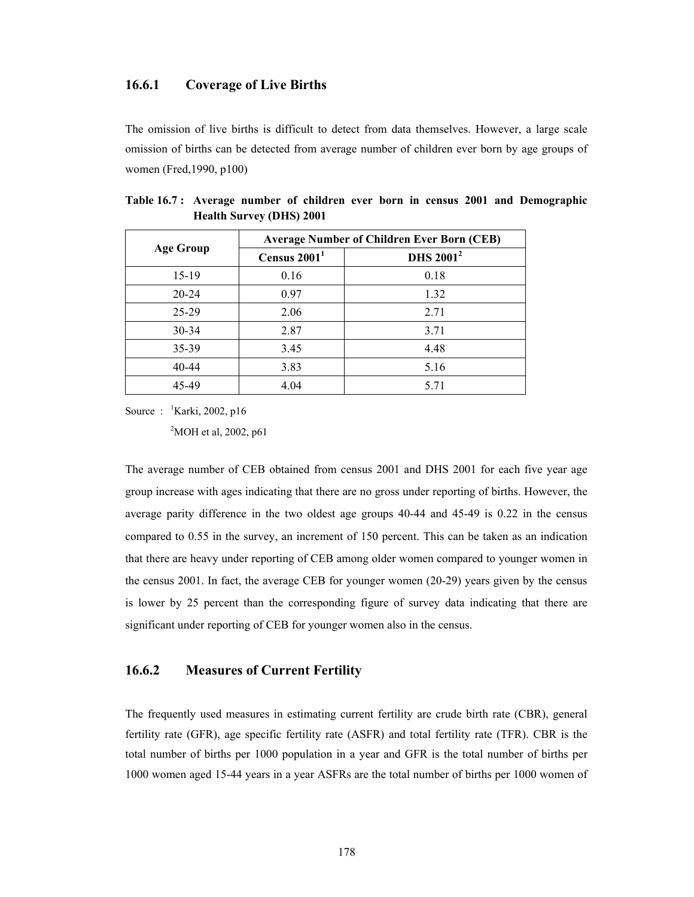### 16.6.1 Coverage of Live Births

The omission of live births is difficult to detect from data themselves. However, a large scale omission of births can be detected from average number of children ever born by age groups of women (Fred,1990, p100)

**Table 16.7 : Average number of children ever born in census 2001 and Demographic Health Survey (DHS) 2001**

| Age Group | Average Number of Children Ever Born (CEB) | |
|---|---|---|
| | Census 2001[1] | DHS 2001[2] |
| 15-19 | 0.16 | 0.18 |
| 20-24 | 0.97 | 1.32 |
| 25-29 | 2.06 | 2.71 |
| 30-34 | 2.87 | 3.71 |
| 35-39 | 3.45 | 4.48 |
| 40-44 | 3.83 | 5.16 |
| 45-49 | 4.04 | 5.71 |

Source : [1]Karki, 2002, p16

[2]MOH et al, 2002, p61

The average number of CEB obtained from census 2001 and DHS 2001 for each five year age group increase with ages indicating that there are no gross under reporting of births. However, the average parity difference in the two oldest age groups 40-44 and 45-49 is 0.22 in the census compared to 0.55 in the survey, an increment of 150 percent. This can be taken as an indication that there are heavy under reporting of CEB among older women compared to younger women in the census 2001. In fact, the average CEB for younger women (20-29) years given by the census is lower by 25 percent than the corresponding figure of survey data indicating that there are significant under reporting of CEB for younger women also in the census.

### 16.6.2 Measures of Current Fertility

The frequently used measures in estimating current fertility are crude birth rate (CBR), general fertility rate (GFR), age specific fertility rate (ASFR) and total fertility rate (TFR). CBR is the total number of births per 1000 population in a year and GFR is the total number of births per 1000 women aged 15-44 years in a year ASFRs are the total number of births per 1000 women of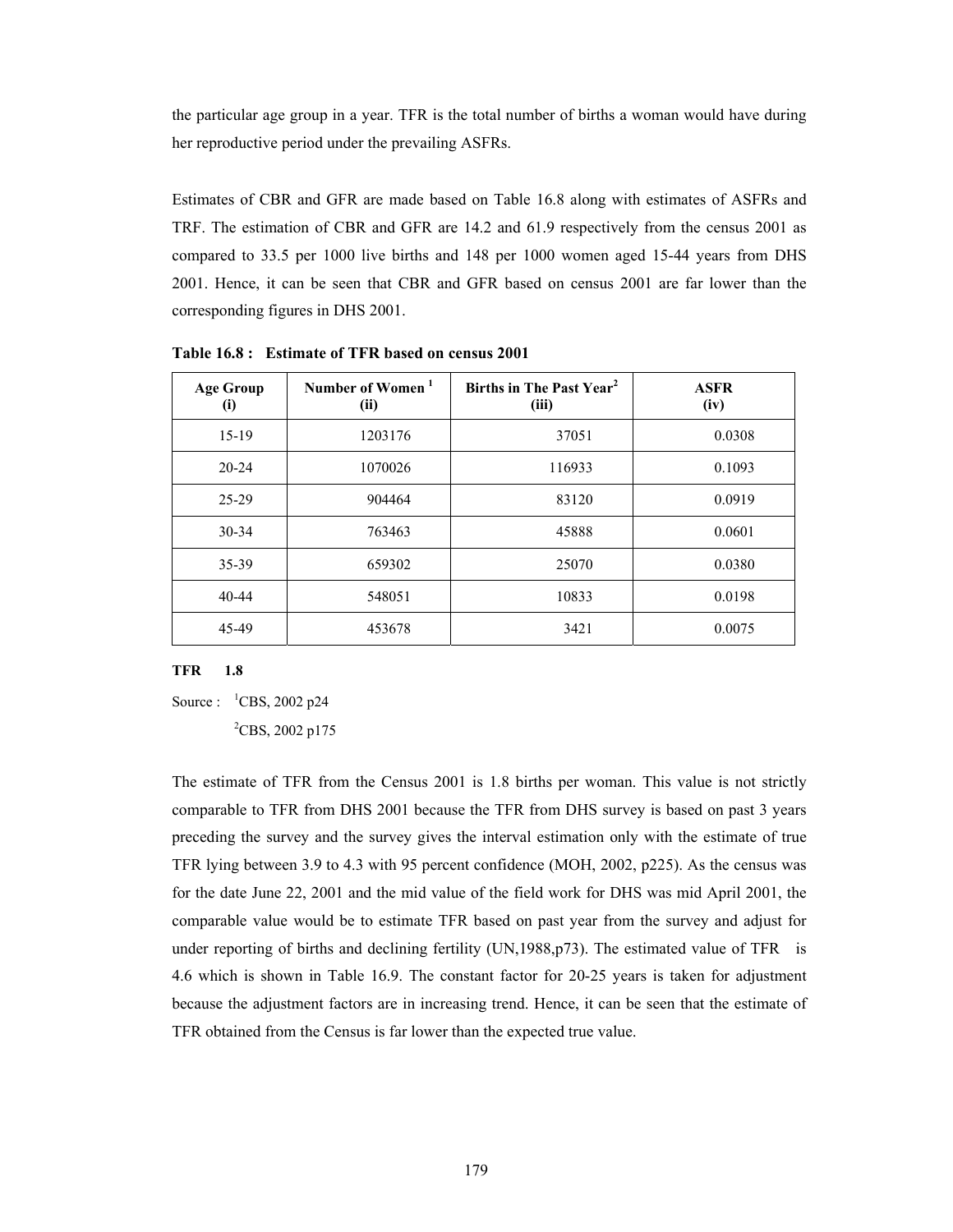the particular age group in a year. TFR is the total number of births a woman would have during her reproductive period under the prevailing ASFRs.

Estimates of CBR and GFR are made based on Table 16.8 along with estimates of ASFRs and TRF. The estimation of CBR and GFR are 14.2 and 61.9 respectively from the census 2001 as compared to 33.5 per 1000 live births and 148 per 1000 women aged 15-44 years from DHS 2001. Hence, it can be seen that CBR and GFR based on census 2001 are far lower than the corresponding figures in DHS 2001.

**Table 16.8 : Estimate of TFR based on census 2001**

| Age Group (i) | Number of Women [1] (ii) | Births in The Past Year[2] (iii) | ASFR (iv) |
|---|---|---|---|
| 15-19 | 1203176 | 37051 | 0.0308 |
| 20-24 | 1070026 | 116933 | 0.1093 |
| 25-29 | 904464 | 83120 | 0.0919 |
| 30-34 | 763463 | 45888 | 0.0601 |
| 35-39 | 659302 | 25070 | 0.0380 |
| 40-44 | 548051 | 10833 | 0.0198 |
| 45-49 | 453678 | 3421 | 0.0075 |

**TFR 1.8**

Source : [1]CBS, 2002 p24

[2]CBS, 2002 p175

The estimate of TFR from the Census 2001 is 1.8 births per woman. This value is not strictly comparable to TFR from DHS 2001 because the TFR from DHS survey is based on past 3 years preceding the survey and the survey gives the interval estimation only with the estimate of true TFR lying between 3.9 to 4.3 with 95 percent confidence (MOH, 2002, p225). As the census was for the date June 22, 2001 and the mid value of the field work for DHS was mid April 2001, the comparable value would be to estimate TFR based on past year from the survey and adjust for under reporting of births and declining fertility (UN,1988,p73). The estimated value of TFR is 4.6 which is shown in Table 16.9. The constant factor for 20-25 years is taken for adjustment because the adjustment factors are in increasing trend. Hence, it can be seen that the estimate of TFR obtained from the Census is far lower than the expected true value.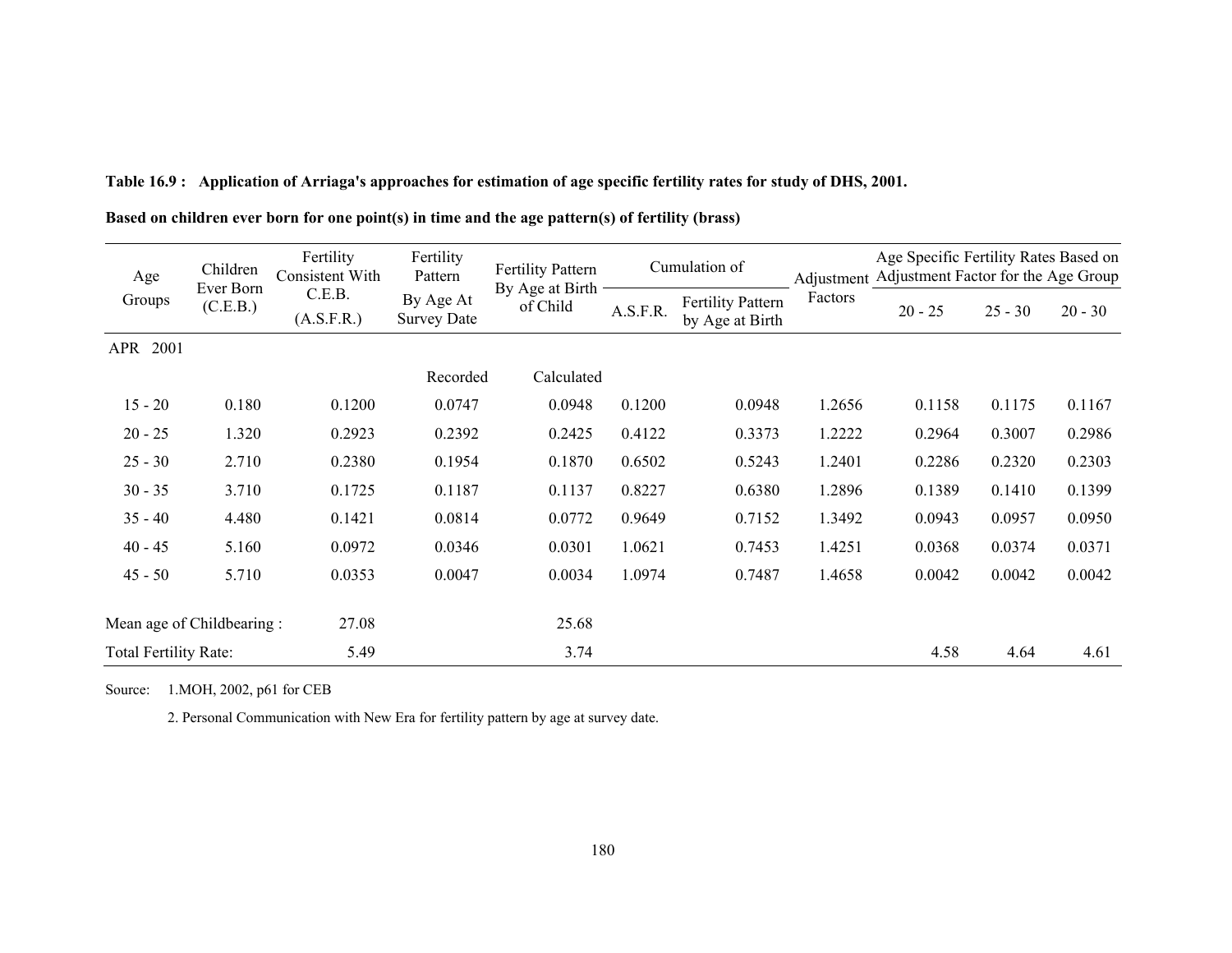**Table 16.9 : Application of Arriaga's approaches for estimation of age specific fertility rates for study of DHS, 2001.**

**Based on children ever born for one point(s) in time and the age pattern(s) of fertility (brass)**

| Age Groups | Children Ever Born (C.E.B.) | Fertility Consistent With C.E.B. (A.S.F.R.) | Fertility Pattern By Age At Survey Date | Fertility Pattern By Age at Birth of Child | Cumulation of | | Adjustment Factors | Age Specific Fertility Rates Based on Adjustment Factor for the Age Group | | |
|---|---|---|---|---|---|---|---|---|---|---|
| | | | | | A.S.F.R. | Fertility Pattern by Age at Birth | | 20 - 25 | 25 - 30 | 20 - 30 |
| APR 2001 | | | | | | | | | | |
| | | | Recorded | Calculated | | | | | | |
| 15 - 20 | 0.180 | 0.1200 | 0.0747 | 0.0948 | 0.1200 | 0.0948 | 1.2656 | 0.1158 | 0.1175 | 0.1167 |
| 20 - 25 | 1.320 | 0.2923 | 0.2392 | 0.2425 | 0.4122 | 0.3373 | 1.2222 | 0.2964 | 0.3007 | 0.2986 |
| 25 - 30 | 2.710 | 0.2380 | 0.1954 | 0.1870 | 0.6502 | 0.5243 | 1.2401 | 0.2286 | 0.2320 | 0.2303 |
| 30 - 35 | 3.710 | 0.1725 | 0.1187 | 0.1137 | 0.8227 | 0.6380 | 1.2896 | 0.1389 | 0.1410 | 0.1399 |
| 35 - 40 | 4.480 | 0.1421 | 0.0814 | 0.0772 | 0.9649 | 0.7152 | 1.3492 | 0.0943 | 0.0957 | 0.0950 |
| 40 - 45 | 5.160 | 0.0972 | 0.0346 | 0.0301 | 1.0621 | 0.7453 | 1.4251 | 0.0368 | 0.0374 | 0.0371 |
| 45 - 50 | 5.710 | 0.0353 | 0.0047 | 0.0034 | 1.0974 | 0.7487 | 1.4658 | 0.0042 | 0.0042 | 0.0042 |
| Mean age of Childbearing : | | 27.08 | | 25.68 | | | | | | |
| Total Fertility Rate: | | 5.49 | | 3.74 | | | | 4.58 | 4.64 | 4.61 |

Source: 1.MOH, 2002, p61 for CEB

2. Personal Communication with New Era for fertility pattern by age at survey date.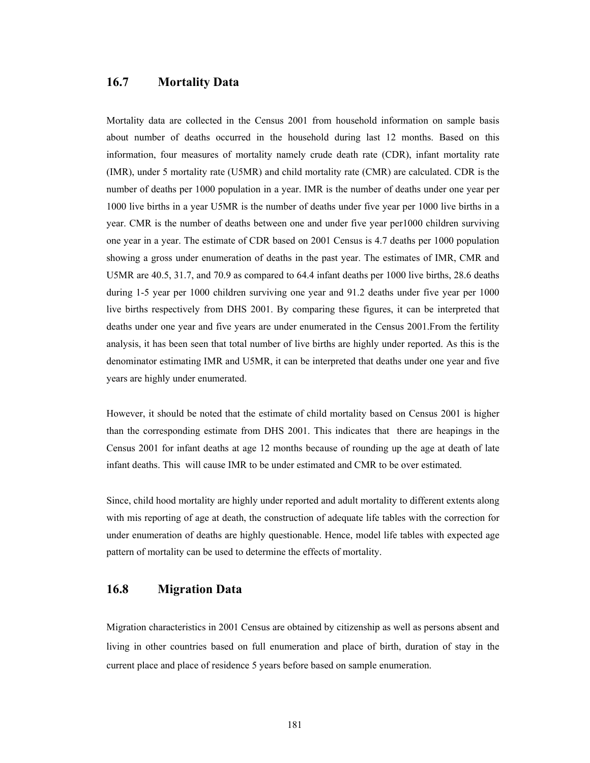## 16.7 Mortality Data

Mortality data are collected in the Census 2001 from household information on sample basis about number of deaths occurred in the household during last 12 months. Based on this information, four measures of mortality namely crude death rate (CDR), infant mortality rate (IMR), under 5 mortality rate (U5MR) and child mortality rate (CMR) are calculated. CDR is the number of deaths per 1000 population in a year. IMR is the number of deaths under one year per 1000 live births in a year U5MR is the number of deaths under five year per 1000 live births in a year. CMR is the number of deaths between one and under five year per1000 children surviving one year in a year. The estimate of CDR based on 2001 Census is 4.7 deaths per 1000 population showing a gross under enumeration of deaths in the past year. The estimates of IMR, CMR and U5MR are 40.5, 31.7, and 70.9 as compared to 64.4 infant deaths per 1000 live births, 28.6 deaths during 1-5 year per 1000 children surviving one year and 91.2 deaths under five year per 1000 live births respectively from DHS 2001. By comparing these figures, it can be interpreted that deaths under one year and five years are under enumerated in the Census 2001.From the fertility analysis, it has been seen that total number of live births are highly under reported. As this is the denominator estimating IMR and U5MR, it can be interpreted that deaths under one year and five years are highly under enumerated.

However, it should be noted that the estimate of child mortality based on Census 2001 is higher than the corresponding estimate from DHS 2001. This indicates that there are heapings in the Census 2001 for infant deaths at age 12 months because of rounding up the age at death of late infant deaths. This will cause IMR to be under estimated and CMR to be over estimated.

Since, child hood mortality are highly under reported and adult mortality to different extents along with mis reporting of age at death, the construction of adequate life tables with the correction for under enumeration of deaths are highly questionable. Hence, model life tables with expected age pattern of mortality can be used to determine the effects of mortality.

## 16.8 Migration Data

Migration characteristics in 2001 Census are obtained by citizenship as well as persons absent and living in other countries based on full enumeration and place of birth, duration of stay in the current place and place of residence 5 years before based on sample enumeration.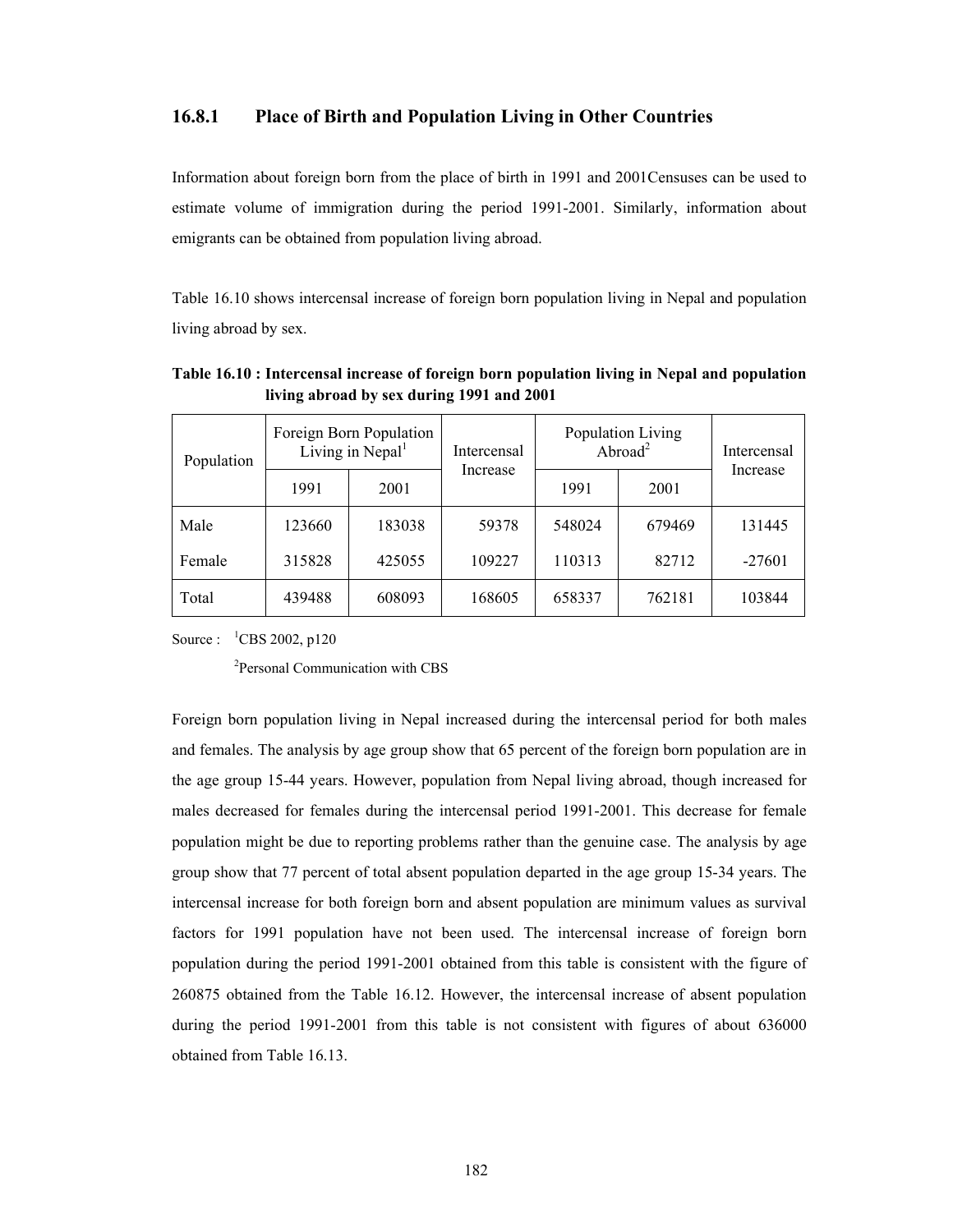### 16.8.1 Place of Birth and Population Living in Other Countries

Information about foreign born from the place of birth in 1991 and 2001Censuses can be used to estimate volume of immigration during the period 1991-2001. Similarly, information about emigrants can be obtained from population living abroad.

Table 16.10 shows intercensal increase of foreign born population living in Nepal and population living abroad by sex.

**Table 16.10 : Intercensal increase of foreign born population living in Nepal and population living abroad by sex during 1991 and 2001**

| Population | Foreign Born Population Living in Nepal[1] | | Intercensal Increase | Population Living Abroad[2] | | Intercensal Increase |
|---|---|---|---|---|---|---|
| | 1991 | 2001 | | 1991 | 2001 | |
| Male | 123660 | 183038 | 59378 | 548024 | 679469 | 131445 |
| Female | 315828 | 425055 | 109227 | 110313 | 82712 | -27601 |
| Total | 439488 | 608093 | 168605 | 658337 | 762181 | 103844 |

Source : [1]CBS 2002, p120

[2]Personal Communication with CBS

Foreign born population living in Nepal increased during the intercensal period for both males and females. The analysis by age group show that 65 percent of the foreign born population are in the age group 15-44 years. However, population from Nepal living abroad, though increased for males decreased for females during the intercensal period 1991-2001. This decrease for female population might be due to reporting problems rather than the genuine case. The analysis by age group show that 77 percent of total absent population departed in the age group 15-34 years. The intercensal increase for both foreign born and absent population are minimum values as survival factors for 1991 population have not been used. The intercensal increase of foreign born population during the period 1991-2001 obtained from this table is consistent with the figure of 260875 obtained from the Table 16.12. However, the intercensal increase of absent population during the period 1991-2001 from this table is not consistent with figures of about 636000 obtained from Table 16.13.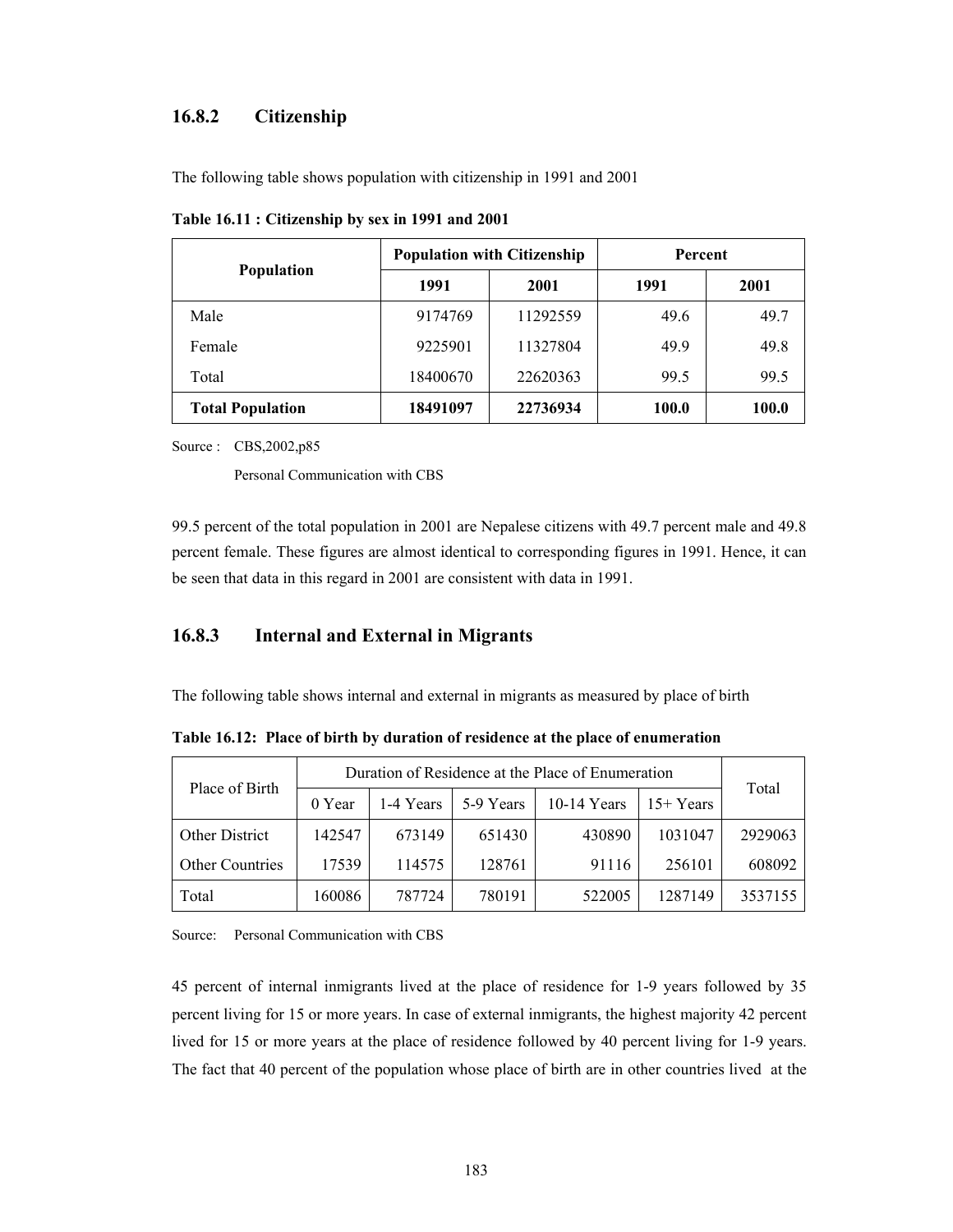### 16.8.2 Citizenship

The following table shows population with citizenship in 1991 and 2001

**Table 16.11 : Citizenship by sex in 1991 and 2001**

| Population | Population with Citizenship | | Percent | |
|---|---|---|---|---|
| | 1991 | 2001 | 1991 | 2001 |
| Male | 9174769 | 11292559 | 49.6 | 49.7 |
| Female | 9225901 | 11327804 | 49.9 | 49.8 |
| Total | 18400670 | 22620363 | 99.5 | 99.5 |
| **Total Population** | **18491097** | **22736934** | **100.0** | **100.0** |

Source : CBS,2002,p85

Personal Communication with CBS

99.5 percent of the total population in 2001 are Nepalese citizens with 49.7 percent male and 49.8 percent female. These figures are almost identical to corresponding figures in 1991. Hence, it can be seen that data in this regard in 2001 are consistent with data in 1991.

### 16.8.3 Internal and External in Migrants

The following table shows internal and external in migrants as measured by place of birth

**Table 16.12: Place of birth by duration of residence at the place of enumeration**

| Place of Birth | Duration of Residence at the Place of Enumeration | | | | | Total |
|---|---|---|---|---|---|---|
| | 0 Year | 1-4 Years | 5-9 Years | 10-14 Years | 15+ Years | |
| Other District | 142547 | 673149 | 651430 | 430890 | 1031047 | 2929063 |
| Other Countries | 17539 | 114575 | 128761 | 91116 | 256101 | 608092 |
| Total | 160086 | 787724 | 780191 | 522005 | 1287149 | 3537155 |

Source: Personal Communication with CBS

45 percent of internal inmigrants lived at the place of residence for 1-9 years followed by 35 percent living for 15 or more years. In case of external inmigrants, the highest majority 42 percent lived for 15 or more years at the place of residence followed by 40 percent living for 1-9 years. The fact that 40 percent of the population whose place of birth are in other countries lived at the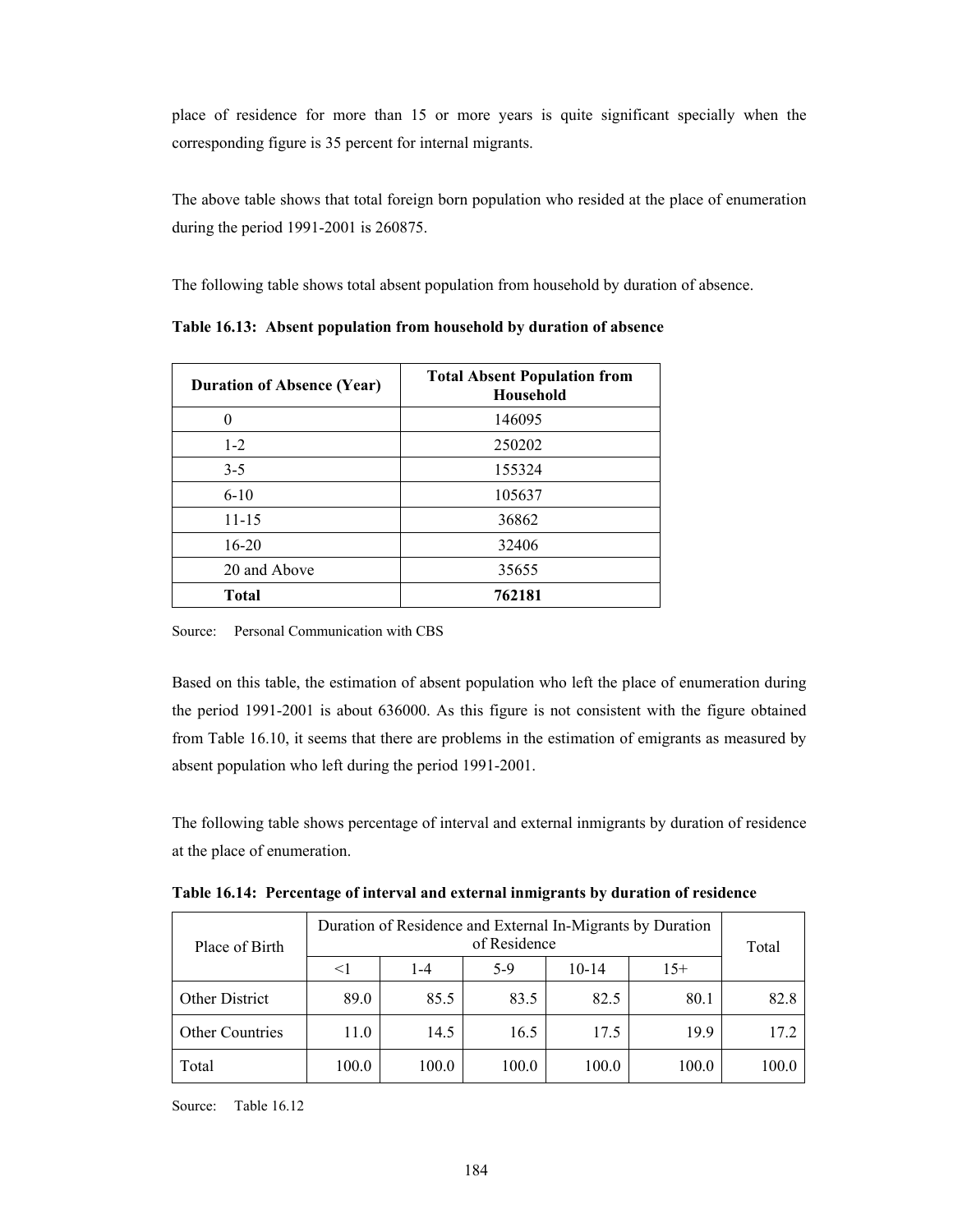place of residence for more than 15 or more years is quite significant specially when the corresponding figure is 35 percent for internal migrants.

The above table shows that total foreign born population who resided at the place of enumeration during the period 1991-2001 is 260875.

The following table shows total absent population from household by duration of absence.

**Table 16.13: Absent population from household by duration of absence**

| Duration of Absence (Year) | Total Absent Population from Household |
|---|---|
| 0 | 146095 |
| 1-2 | 250202 |
| 3-5 | 155324 |
| 6-10 | 105637 |
| 11-15 | 36862 |
| 16-20 | 32406 |
| 20 and Above | 35655 |
| **Total** | **762181** |

Source: Personal Communication with CBS

Based on this table, the estimation of absent population who left the place of enumeration during the period 1991-2001 is about 636000. As this figure is not consistent with the figure obtained from Table 16.10, it seems that there are problems in the estimation of emigrants as measured by absent population who left during the period 1991-2001.

The following table shows percentage of interval and external inmigrants by duration of residence at the place of enumeration.

**Table 16.14: Percentage of interval and external inmigrants by duration of residence**

| Place of Birth | Duration of Residence and External In-Migrants by Duration of Residence | | | | | Total |
|---|---|---|---|---|---|---|
| | <1 | 1-4 | 5-9 | 10-14 | 15+ | |
| Other District | 89.0 | 85.5 | 83.5 | 82.5 | 80.1 | 82.8 |
| Other Countries | 11.0 | 14.5 | 16.5 | 17.5 | 19.9 | 17.2 |
| Total | 100.0 | 100.0 | 100.0 | 100.0 | 100.0 | 100.0 |

Source: Table 16.12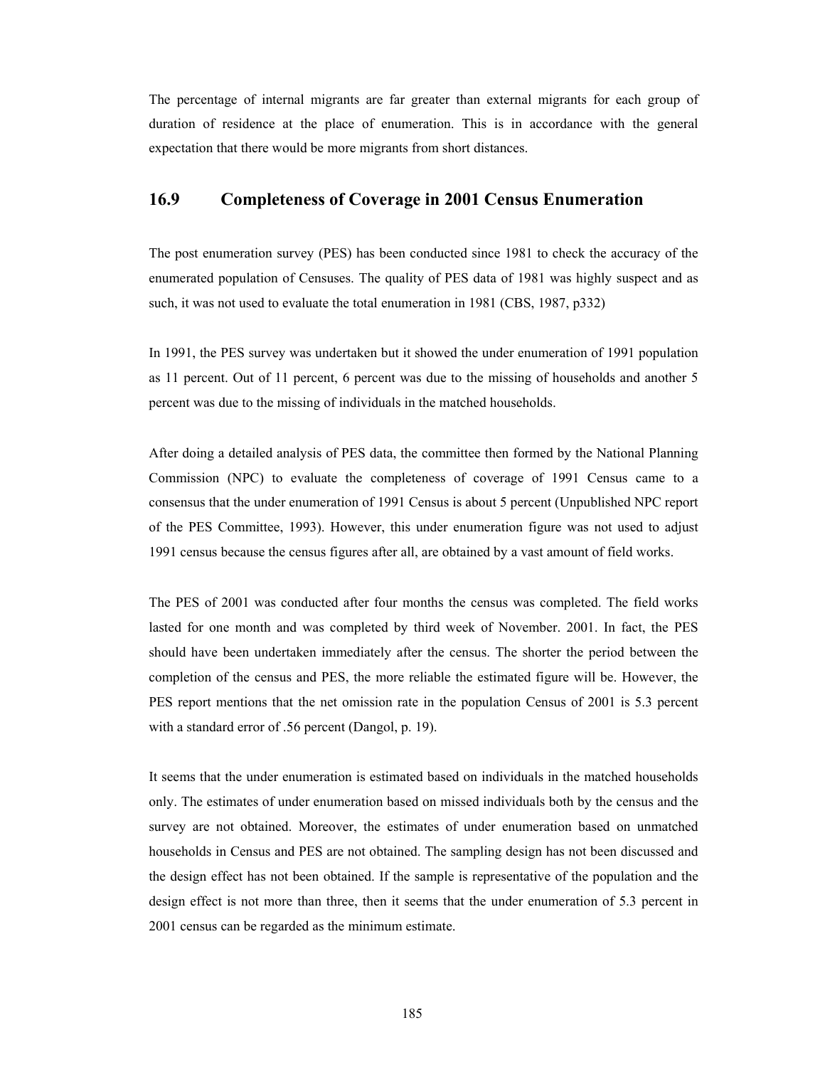The percentage of internal migrants are far greater than external migrants for each group of duration of residence at the place of enumeration. This is in accordance with the general expectation that there would be more migrants from short distances.

## 16.9 Completeness of Coverage in 2001 Census Enumeration

The post enumeration survey (PES) has been conducted since 1981 to check the accuracy of the enumerated population of Censuses. The quality of PES data of 1981 was highly suspect and as such, it was not used to evaluate the total enumeration in 1981 (CBS, 1987, p332)

In 1991, the PES survey was undertaken but it showed the under enumeration of 1991 population as 11 percent. Out of 11 percent, 6 percent was due to the missing of households and another 5 percent was due to the missing of individuals in the matched households.

After doing a detailed analysis of PES data, the committee then formed by the National Planning Commission (NPC) to evaluate the completeness of coverage of 1991 Census came to a consensus that the under enumeration of 1991 Census is about 5 percent (Unpublished NPC report of the PES Committee, 1993). However, this under enumeration figure was not used to adjust 1991 census because the census figures after all, are obtained by a vast amount of field works.

The PES of 2001 was conducted after four months the census was completed. The field works lasted for one month and was completed by third week of November. 2001. In fact, the PES should have been undertaken immediately after the census. The shorter the period between the completion of the census and PES, the more reliable the estimated figure will be. However, the PES report mentions that the net omission rate in the population Census of 2001 is 5.3 percent with a standard error of .56 percent (Dangol, p. 19).

It seems that the under enumeration is estimated based on individuals in the matched households only. The estimates of under enumeration based on missed individuals both by the census and the survey are not obtained. Moreover, the estimates of under enumeration based on unmatched households in Census and PES are not obtained. The sampling design has not been discussed and the design effect has not been obtained. If the sample is representative of the population and the design effect is not more than three, then it seems that the under enumeration of 5.3 percent in 2001 census can be regarded as the minimum estimate.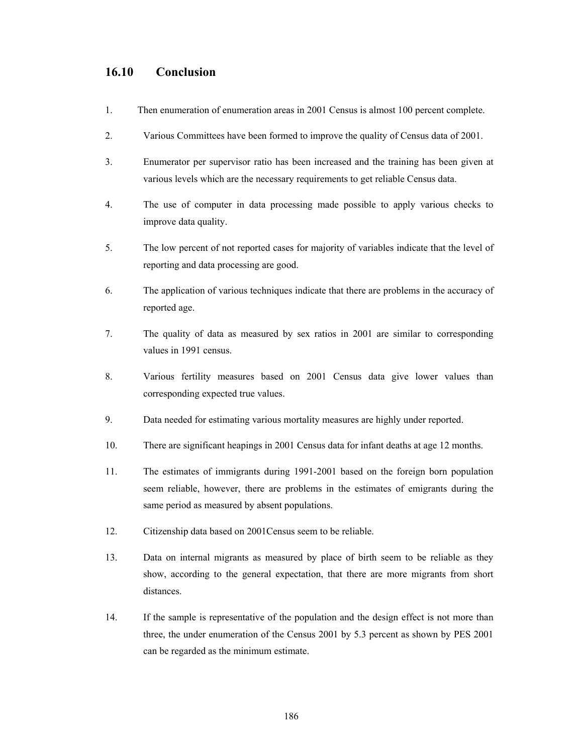## 16.10 Conclusion

1. Then enumeration of enumeration areas in 2001 Census is almost 100 percent complete.

2. Various Committees have been formed to improve the quality of Census data of 2001.

3. Enumerator per supervisor ratio has been increased and the training has been given at various levels which are the necessary requirements to get reliable Census data.

4. The use of computer in data processing made possible to apply various checks to improve data quality.

5. The low percent of not reported cases for majority of variables indicate that the level of reporting and data processing are good.

6. The application of various techniques indicate that there are problems in the accuracy of reported age.

7. The quality of data as measured by sex ratios in 2001 are similar to corresponding values in 1991 census.

8. Various fertility measures based on 2001 Census data give lower values than corresponding expected true values.

9. Data needed for estimating various mortality measures are highly under reported.

10. There are significant heapings in 2001 Census data for infant deaths at age 12 months.

11. The estimates of immigrants during 1991-2001 based on the foreign born population seem reliable, however, there are problems in the estimates of emigrants during the same period as measured by absent populations.

12. Citizenship data based on 2001Census seem to be reliable.

13. Data on internal migrants as measured by place of birth seem to be reliable as they show, according to the general expectation, that there are more migrants from short distances.

14. If the sample is representative of the population and the design effect is not more than three, the under enumeration of the Census 2001 by 5.3 percent as shown by PES 2001 can be regarded as the minimum estimate.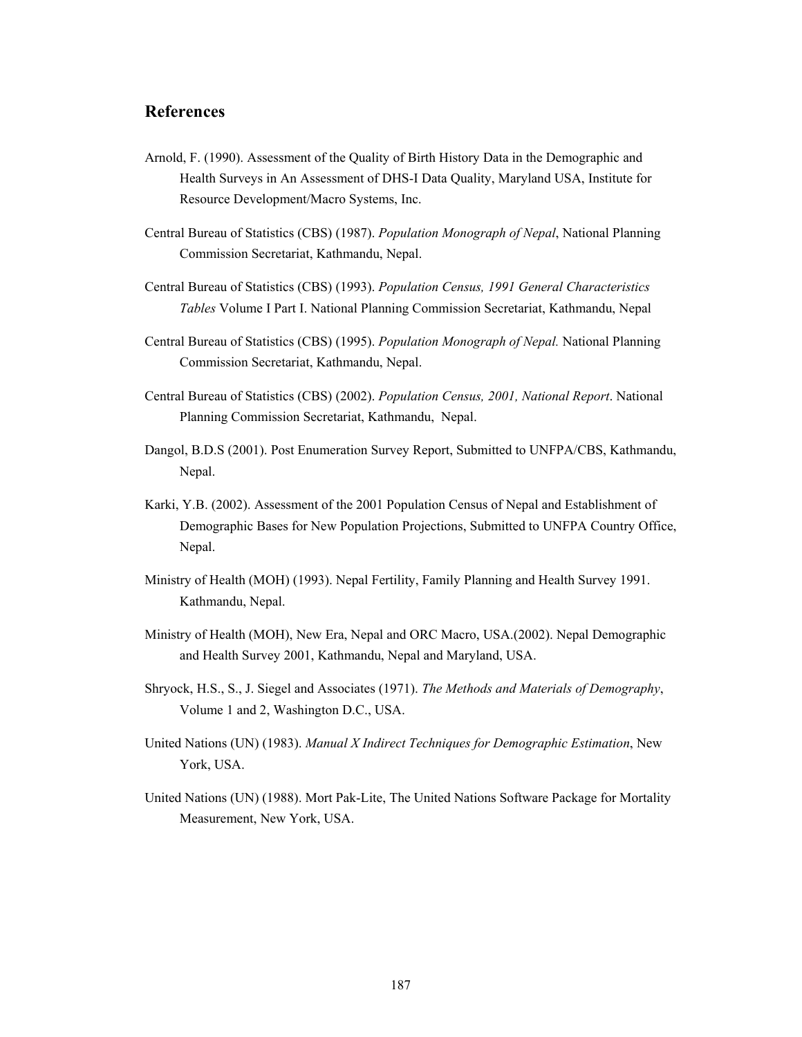## References

Arnold, F. (1990). Assessment of the Quality of Birth History Data in the Demographic and Health Surveys in An Assessment of DHS-I Data Quality, Maryland USA, Institute for Resource Development/Macro Systems, Inc.

Central Bureau of Statistics (CBS) (1987). *Population Monograph of Nepal*, National Planning Commission Secretariat, Kathmandu, Nepal.

Central Bureau of Statistics (CBS) (1993). *Population Census, 1991 General Characteristics Tables* Volume I Part I. National Planning Commission Secretariat, Kathmandu, Nepal

Central Bureau of Statistics (CBS) (1995). *Population Monograph of Nepal.* National Planning Commission Secretariat, Kathmandu, Nepal.

Central Bureau of Statistics (CBS) (2002). *Population Census, 2001, National Report*. National Planning Commission Secretariat, Kathmandu, Nepal.

Dangol, B.D.S (2001). Post Enumeration Survey Report, Submitted to UNFPA/CBS, Kathmandu, Nepal.

Karki, Y.B. (2002). Assessment of the 2001 Population Census of Nepal and Establishment of Demographic Bases for New Population Projections, Submitted to UNFPA Country Office, Nepal.

Ministry of Health (MOH) (1993). Nepal Fertility, Family Planning and Health Survey 1991. Kathmandu, Nepal.

Ministry of Health (MOH), New Era, Nepal and ORC Macro, USA.(2002). Nepal Demographic and Health Survey 2001, Kathmandu, Nepal and Maryland, USA.

Shryock, H.S., S., J. Siegel and Associates (1971). *The Methods and Materials of Demography*, Volume 1 and 2, Washington D.C., USA.

United Nations (UN) (1983). *Manual X Indirect Techniques for Demographic Estimation*, New York, USA.

United Nations (UN) (1988). Mort Pak-Lite, The United Nations Software Package for Mortality Measurement, New York, USA.